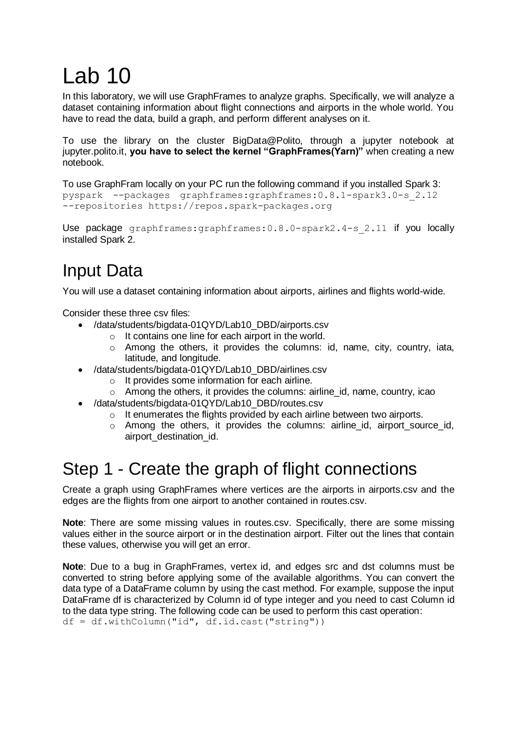# Lab 10

In this laboratory, we will use GraphFrames to analyze graphs. Specifically, we will analyze a dataset containing information about flight connections and airports in the whole world. You have to read the data, build a graph, and perform different analyses on it.

To use the library on the cluster BigData@Polito, through a jupyter notebook at jupyter.polito.it, **you have to select the kernel "GraphFrames(Yarn)"** when creating a new notebook.

To use GraphFram locally on your PC run the following command if you installed Spark 3:

```
pyspark --packages graphframes:graphframes:0.8.1-spark3.0-s_2.12
--repositories https://repos.spark-packages.org
```

Use package `graphframes:graphframes:0.8.0-spark2.4-s_2.11` if you locally installed Spark 2.

## Input Data

You will use a dataset containing information about airports, airlines and flights world-wide.

Consider these three csv files:

- /data/students/bigdata-01QYD/Lab10_DBD/airports.csv
  - It contains one line for each airport in the world.
  - Among the others, it provides the columns: id, name, city, country, iata, latitude, and longitude.
- /data/students/bigdata-01QYD/Lab10_DBD/airlines.csv
  - It provides some information for each airline.
  - Among the others, it provides the columns: airline_id, name, country, icao
- /data/students/bigdata-01QYD/Lab10_DBD/routes.csv
  - It enumerates the flights provided by each airline between two airports.
  - Among the others, it provides the columns: airline_id, airport_source_id, airport_destination_id.

## Step 1 - Create the graph of flight connections

Create a graph using GraphFrames where vertices are the airports in airports.csv and the edges are the flights from one airport to another contained in routes.csv.

**Note**: There are some missing values in routes.csv. Specifically, there are some missing values either in the source airport or in the destination airport. Filter out the lines that contain these values, otherwise you will get an error.

**Note**: Due to a bug in GraphFrames, vertex id, and edges src and dst columns must be converted to string before applying some of the available algorithms. You can convert the data type of a DataFrame column by using the cast method. For example, suppose the input DataFrame df is characterized by Column id of type integer and you need to cast Column id to the data type string. The following code can be used to perform this cast operation:

```
df = df.withColumn("id", df.id.cast("string"))
```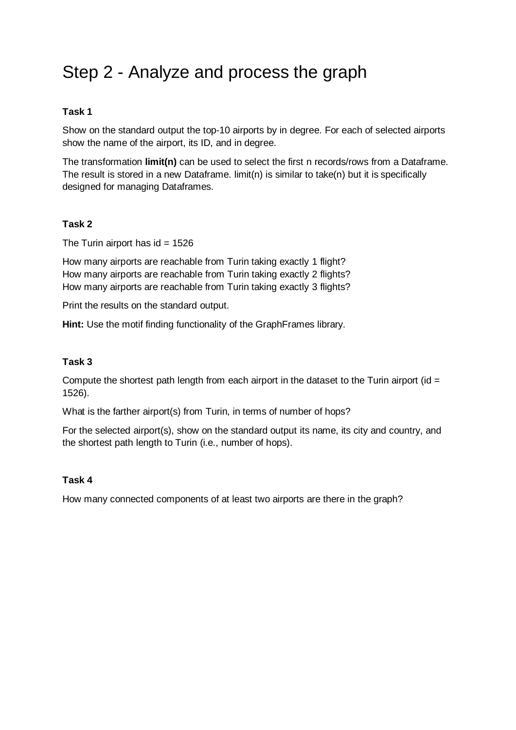# Step 2 - Analyze and process the graph

**Task 1**

Show on the standard output the top-10 airports by in degree. For each of selected airports show the name of the airport, its ID, and in degree.

The transformation **limit(n)** can be used to select the first n records/rows from a Dataframe. The result is stored in a new Dataframe. limit(n) is similar to take(n) but it is specifically designed for managing Dataframes.

**Task 2**

The Turin airport has id = 1526

How many airports are reachable from Turin taking exactly 1 flight?
How many airports are reachable from Turin taking exactly 2 flights?
How many airports are reachable from Turin taking exactly 3 flights?

Print the results on the standard output.

**Hint:** Use the motif finding functionality of the GraphFrames library.

**Task 3**

Compute the shortest path length from each airport in the dataset to the Turin airport (id = 1526).

What is the farther airport(s) from Turin, in terms of number of hops?

For the selected airport(s), show on the standard output its name, its city and country, and the shortest path length to Turin (i.e., number of hops).

**Task 4**

How many connected components of at least two airports are there in the graph?